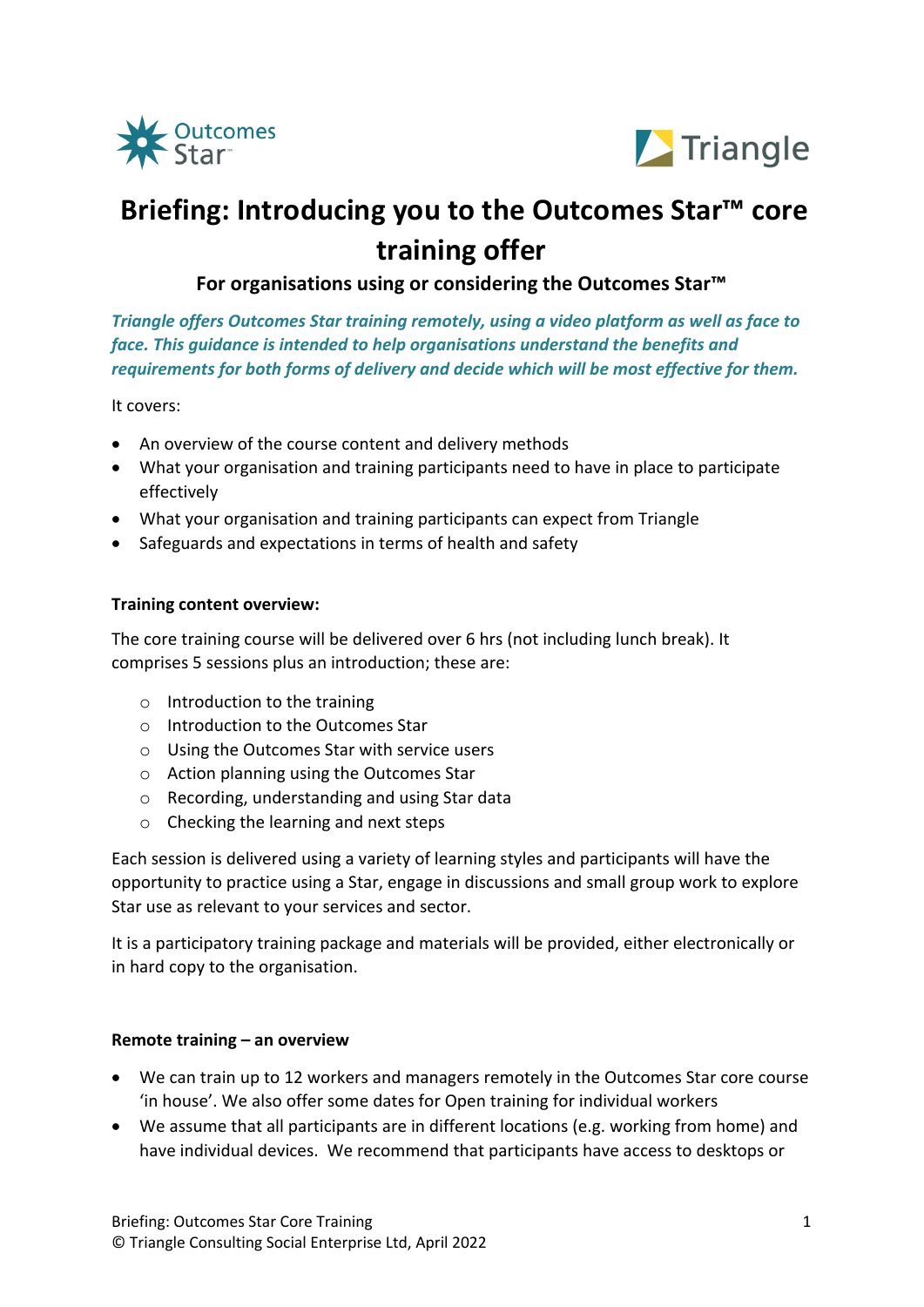# Briefing: Introducing you to the Outcomes Star™ core training offer

**For organisations using or considering the Outcomes Star™**

***Triangle offers Outcomes Star training remotely, using a video platform as well as face to face. This guidance is intended to help organisations understand the benefits and requirements for both forms of delivery and decide which will be most effective for them.***

It covers:

- An overview of the course content and delivery methods
- What your organisation and training participants need to have in place to participate effectively
- What your organisation and training participants can expect from Triangle
- Safeguards and expectations in terms of health and safety

**Training content overview:**

The core training course will be delivered over 6 hrs (not including lunch break). It comprises 5 sessions plus an introduction; these are:

- Introduction to the training
- Introduction to the Outcomes Star
- Using the Outcomes Star with service users
- Action planning using the Outcomes Star
- Recording, understanding and using Star data
- Checking the learning and next steps

Each session is delivered using a variety of learning styles and participants will have the opportunity to practice using a Star, engage in discussions and small group work to explore Star use as relevant to your services and sector.

It is a participatory training package and materials will be provided, either electronically or in hard copy to the organisation.

**Remote training – an overview**

- We can train up to 12 workers and managers remotely in the Outcomes Star core course 'in house'. We also offer some dates for Open training for individual workers
- We assume that all participants are in different locations (e.g. working from home) and have individual devices. We recommend that participants have access to desktops or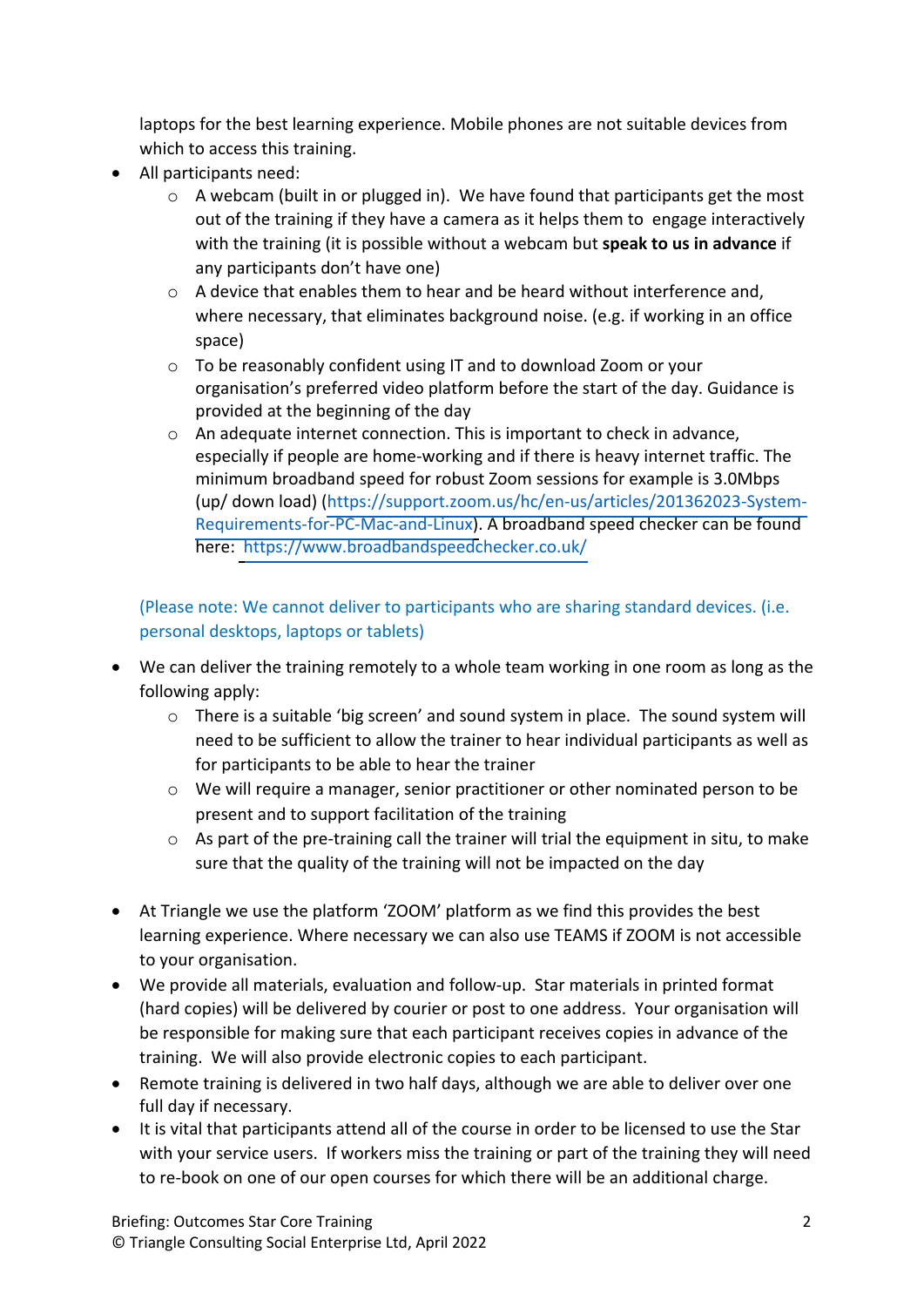laptops for the best learning experience. Mobile phones are not suitable devices from which to access this training.

- All participants need:
  - A webcam (built in or plugged in). We have found that participants get the most out of the training if they have a camera as it helps them to engage interactively with the training (it is possible without a webcam but **speak to us in advance** if any participants don't have one)
  - A device that enables them to hear and be heard without interference and, where necessary, that eliminates background noise. (e.g. if working in an office space)
  - To be reasonably confident using IT and to download Zoom or your organisation's preferred video platform before the start of the day. Guidance is provided at the beginning of the day
  - An adequate internet connection. This is important to check in advance, especially if people are home-working and if there is heavy internet traffic. The minimum broadband speed for robust Zoom sessions for example is 3.0Mbps (up/ down load) (https://support.zoom.us/hc/en-us/articles/201362023-System-Requirements-for-PC-Mac-and-Linux). A broadband speed checker can be found here: https://www.broadbandspeedchecker.co.uk/

(Please note: We cannot deliver to participants who are sharing standard devices. (i.e. personal desktops, laptops or tablets)

- We can deliver the training remotely to a whole team working in one room as long as the following apply:
  - There is a suitable 'big screen' and sound system in place. The sound system will need to be sufficient to allow the trainer to hear individual participants as well as for participants to be able to hear the trainer
  - We will require a manager, senior practitioner or other nominated person to be present and to support facilitation of the training
  - As part of the pre-training call the trainer will trial the equipment in situ, to make sure that the quality of the training will not be impacted on the day

- At Triangle we use the platform 'ZOOM' platform as we find this provides the best learning experience. Where necessary we can also use TEAMS if ZOOM is not accessible to your organisation.
- We provide all materials, evaluation and follow-up. Star materials in printed format (hard copies) will be delivered by courier or post to one address. Your organisation will be responsible for making sure that each participant receives copies in advance of the training. We will also provide electronic copies to each participant.
- Remote training is delivered in two half days, although we are able to deliver over one full day if necessary.
- It is vital that participants attend all of the course in order to be licensed to use the Star with your service users. If workers miss the training or part of the training they will need to re-book on one of our open courses for which there will be an additional charge.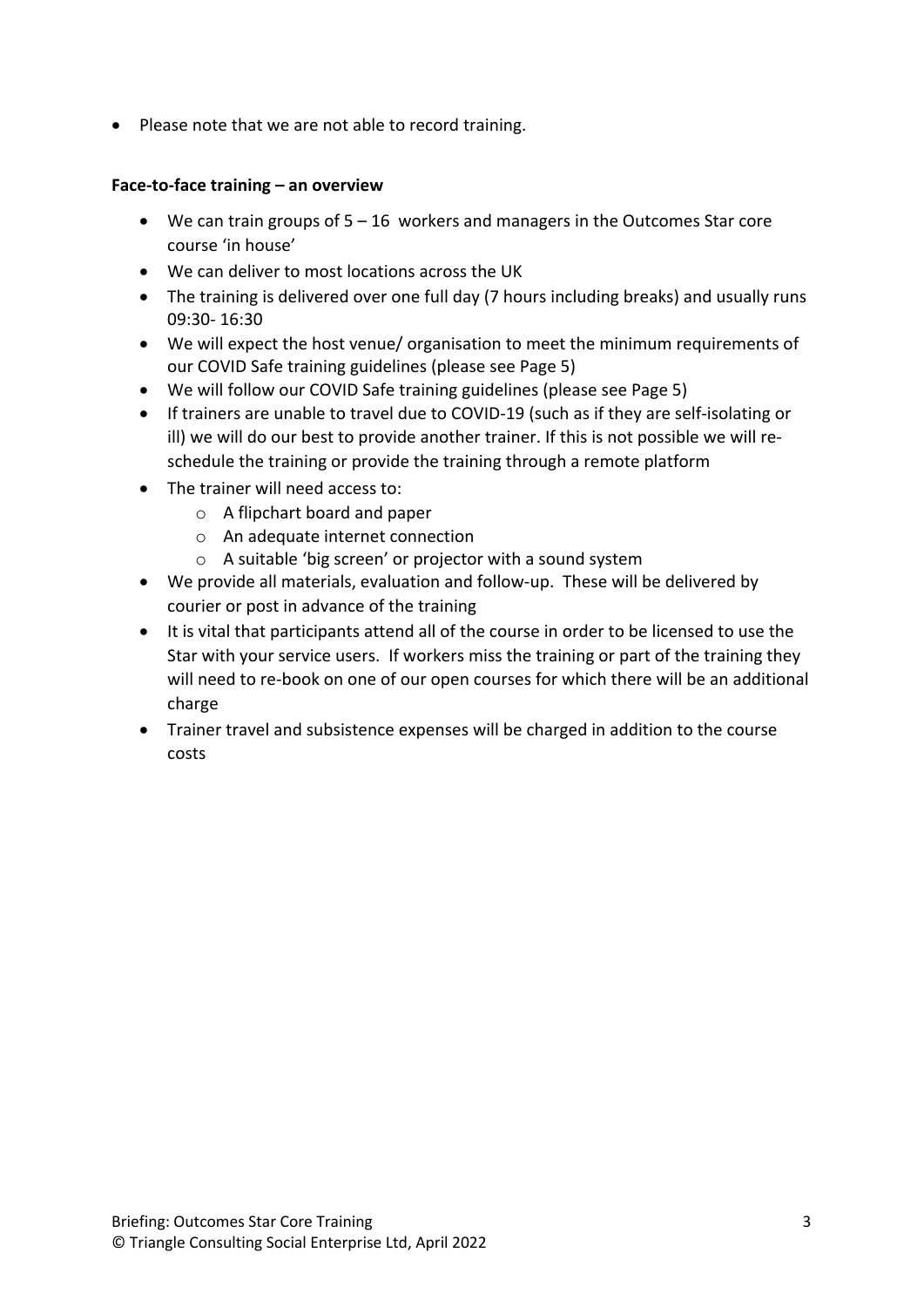- Please note that we are not able to record training.

**Face-to-face training – an overview**

- We can train groups of 5 – 16 workers and managers in the Outcomes Star core course 'in house'
- We can deliver to most locations across the UK
- The training is delivered over one full day (7 hours including breaks) and usually runs 09:30- 16:30
- We will expect the host venue/ organisation to meet the minimum requirements of our COVID Safe training guidelines (please see Page 5)
- We will follow our COVID Safe training guidelines (please see Page 5)
- If trainers are unable to travel due to COVID-19 (such as if they are self-isolating or ill) we will do our best to provide another trainer. If this is not possible we will re-schedule the training or provide the training through a remote platform
- The trainer will need access to:
    - A flipchart board and paper
    - An adequate internet connection
    - A suitable 'big screen' or projector with a sound system
- We provide all materials, evaluation and follow-up. These will be delivered by courier or post in advance of the training
- It is vital that participants attend all of the course in order to be licensed to use the Star with your service users. If workers miss the training or part of the training they will need to re-book on one of our open courses for which there will be an additional charge
- Trainer travel and subsistence expenses will be charged in addition to the course costs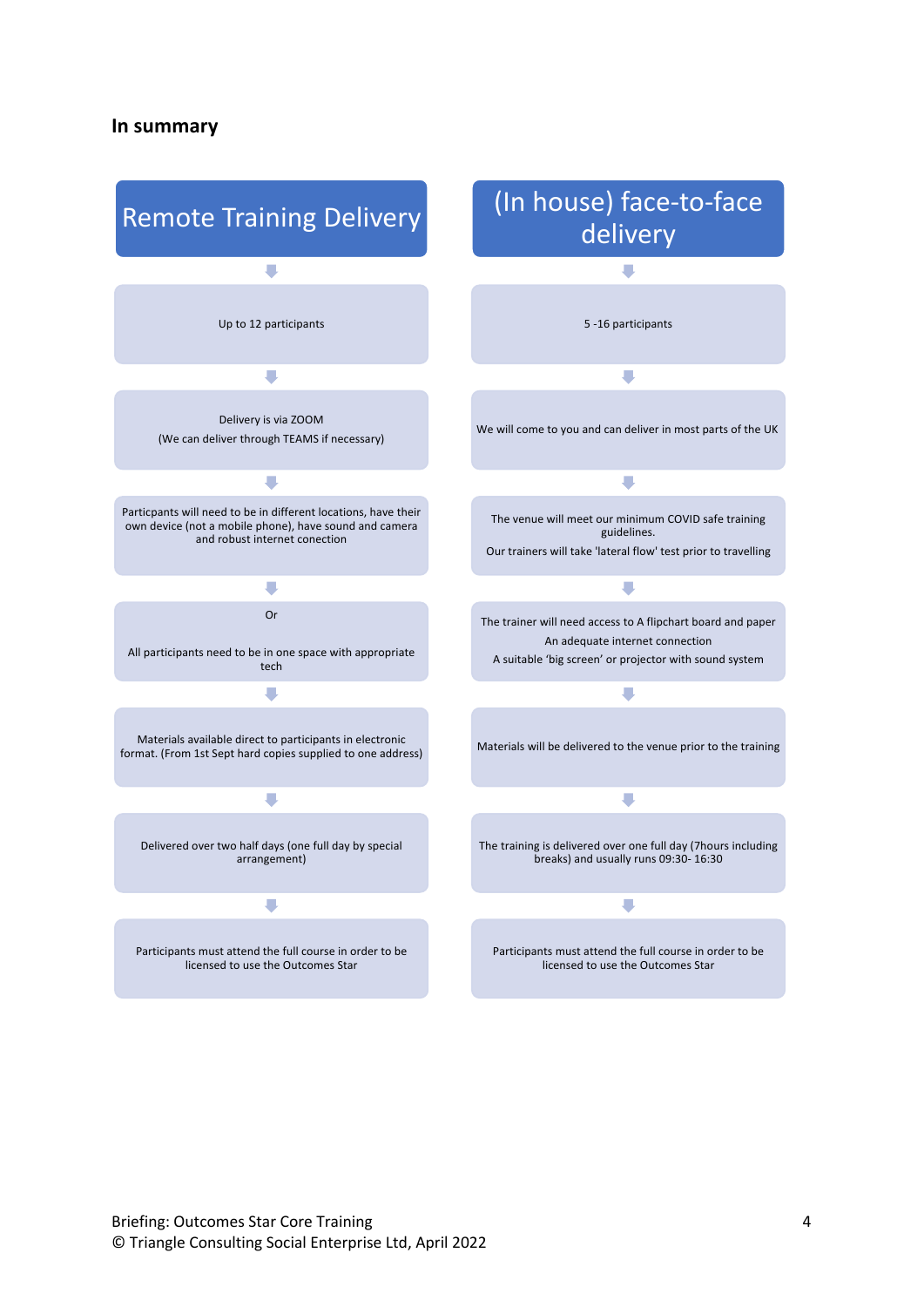**In summary**

## Remote Training Delivery

- Up to 12 participants
- Delivery is via ZOOM
  (We can deliver through TEAMS if necessary)
- Particpants will need to be in different locations, have their own device (not a mobile phone), have sound and camera and robust internet conection
- Or
  All participants need to be in one space with appropriate tech
- Materials available direct to participants in electronic format. (From 1st Sept hard copies supplied to one address)
- Delivered over two half days (one full day by special arrangement)
- Participants must attend the full course in order to be licensed to use the Outcomes Star

## (In house) face-to-face delivery

- 5 -16 participants
- We will come to you and can deliver in most parts of the UK
- The venue will meet our minimum COVID safe training guidelines.
  Our trainers will take 'lateral flow' test prior to travelling
- The trainer will need access to A flipchart board and paper
  An adequate internet connection
  A suitable 'big screen' or projector with sound system
- Materials will be delivered to the venue prior to the training
- The training is delivered over one full day (7hours including breaks) and usually runs 09:30- 16:30
- Participants must attend the full course in order to be licensed to use the Outcomes Star

Briefing: Outcomes Star Core Training
© Triangle Consulting Social Enterprise Ltd, April 2022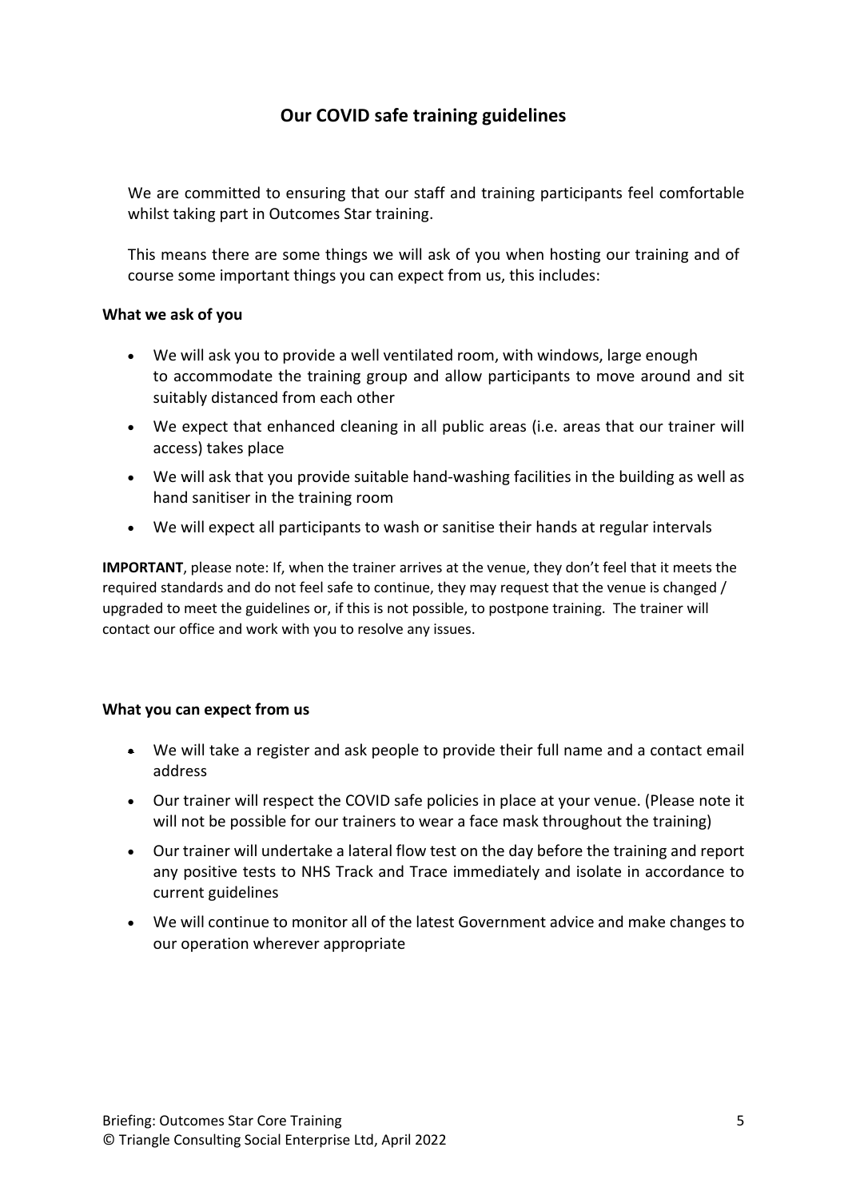## Our COVID safe training guidelines

We are committed to ensuring that our staff and training participants feel comfortable whilst taking part in Outcomes Star training.

This means there are some things we will ask of you when hosting our training and of course some important things you can expect from us, this includes:

**What we ask of you**

- We will ask you to provide a well ventilated room, with windows, large enough to accommodate the training group and allow participants to move around and sit suitably distanced from each other
- We expect that enhanced cleaning in all public areas (i.e. areas that our trainer will access) takes place
- We will ask that you provide suitable hand-washing facilities in the building as well as hand sanitiser in the training room
- We will expect all participants to wash or sanitise their hands at regular intervals

**IMPORTANT**, please note: If, when the trainer arrives at the venue, they don't feel that it meets the required standards and do not feel safe to continue, they may request that the venue is changed / upgraded to meet the guidelines or, if this is not possible, to postpone training. The trainer will contact our office and work with you to resolve any issues.

**What you can expect from us**

- We will take a register and ask people to provide their full name and a contact email address
- Our trainer will respect the COVID safe policies in place at your venue. (Please note it will not be possible for our trainers to wear a face mask throughout the training)
- Our trainer will undertake a lateral flow test on the day before the training and report any positive tests to NHS Track and Trace immediately and isolate in accordance to current guidelines
- We will continue to monitor all of the latest Government advice and make changes to our operation wherever appropriate